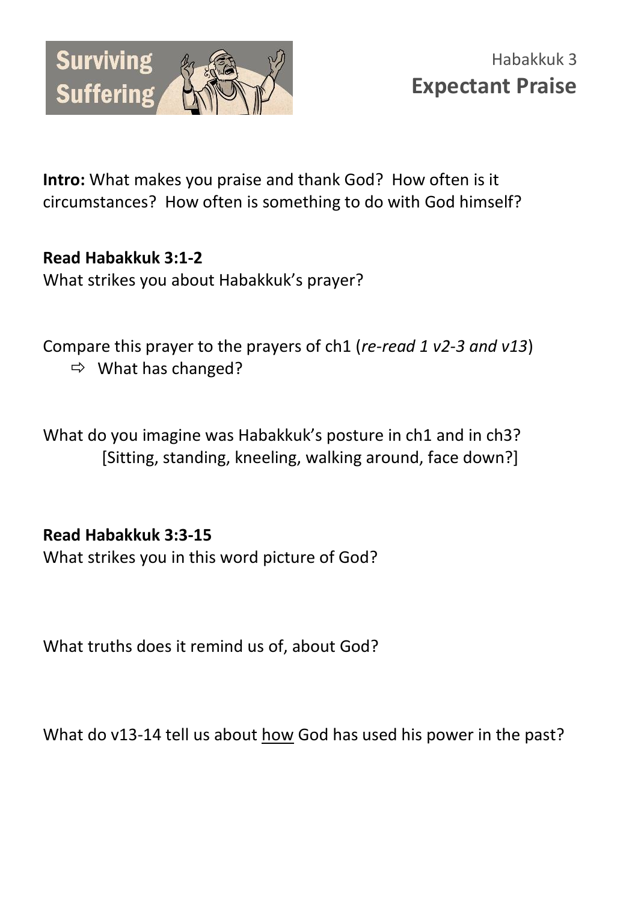Surviving Suffering

Habakkuk 3

# Expectant Praise

**Intro:** What makes you praise and thank God? How often is it circumstances? How often is something to do with God himself?

**Read Habakkuk 3:1-2**

What strikes you about Habakkuk's prayer?

Compare this prayer to the prayers of ch1 (*re-read 1 v2-3 and v13*)

- ⇨ What has changed?

What do you imagine was Habakkuk's posture in ch1 and in ch3?

[Sitting, standing, kneeling, walking around, face down?]

**Read Habakkuk 3:3-15**

What strikes you in this word picture of God?

What truths does it remind us of, about God?

What do v13-14 tell us about <u>how</u> God has used his power in the past?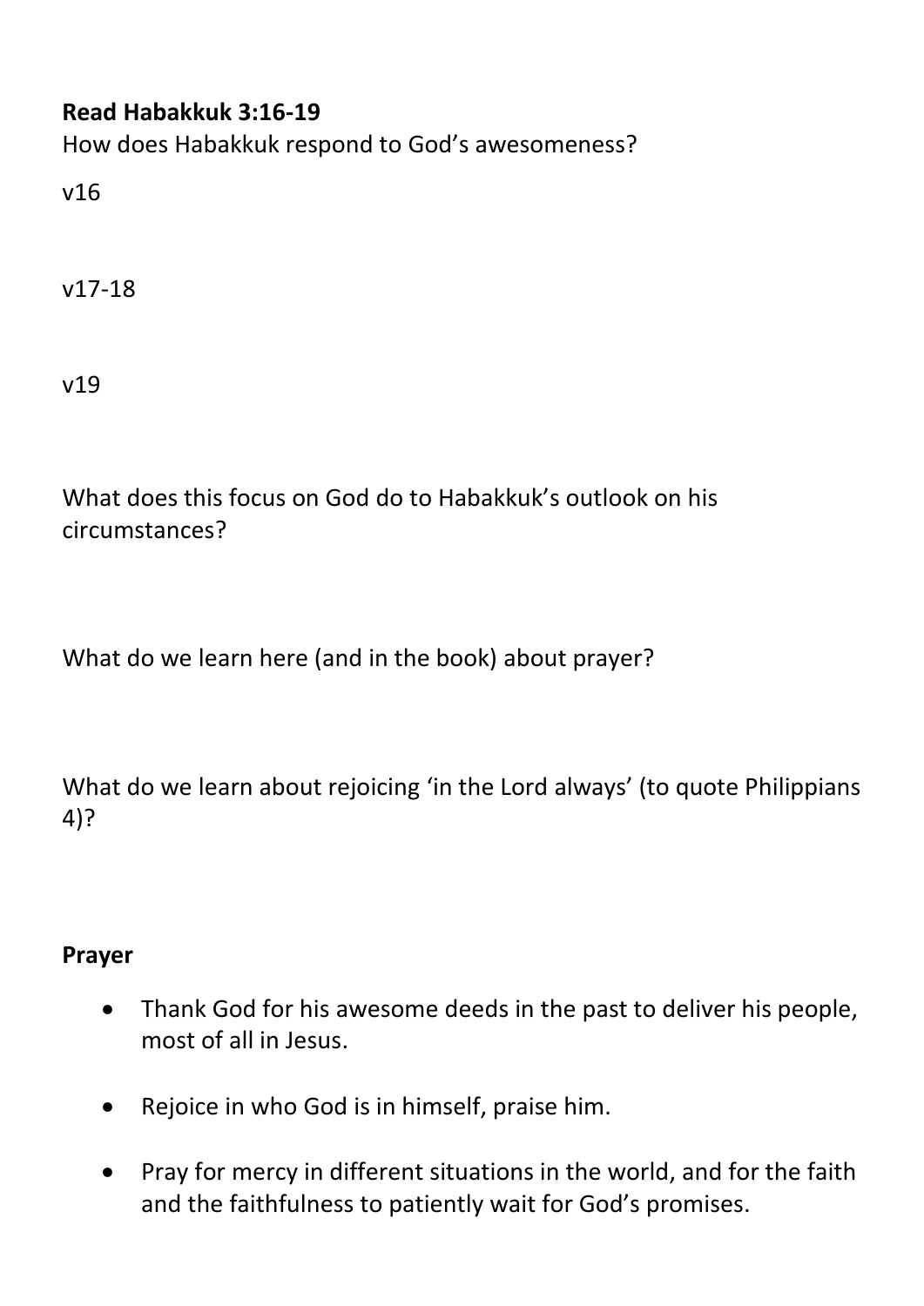**Read Habakkuk 3:16-19**

How does Habakkuk respond to God's awesomeness?

v16

v17-18

v19

What does this focus on God do to Habakkuk's outlook on his circumstances?

What do we learn here (and in the book) about prayer?

What do we learn about rejoicing 'in the Lord always' (to quote Philippians 4)?

**Prayer**

- Thank God for his awesome deeds in the past to deliver his people, most of all in Jesus.
- Rejoice in who God is in himself, praise him.
- Pray for mercy in different situations in the world, and for the faith and the faithfulness to patiently wait for God's promises.